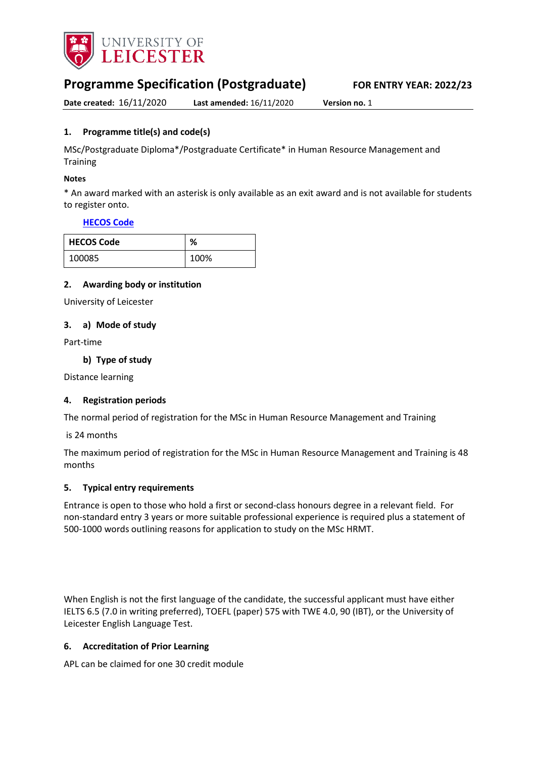# Programme Specification (Postgraduate)

**FOR ENTRY YEAR: 2022/23**

**Date created:** 16/11/2020 **Last amended:** 16/11/2020 **Version no.** 1

## 1. Programme title(s) and code(s)

MSc/Postgraduate Diploma*/Postgraduate Certificate* in Human Resource Management and Training

**Notes**

* An award marked with an asterisk is only available as an exit award and is not available for students to register onto.

**HECOS Code**

| HECOS Code | % |
| --- | --- |
| 100085 | 100% |

## 2. Awarding body or institution

University of Leicester

## 3. a) Mode of study

Part-time

### b) Type of study

Distance learning

## 4. Registration periods

The normal period of registration for the MSc in Human Resource Management and Training

is 24 months

The maximum period of registration for the MSc in Human Resource Management and Training is 48 months

## 5. Typical entry requirements

Entrance is open to those who hold a first or second-class honours degree in a relevant field. For non-standard entry 3 years or more suitable professional experience is required plus a statement of 500-1000 words outlining reasons for application to study on the MSc HRMT.

When English is not the first language of the candidate, the successful applicant must have either IELTS 6.5 (7.0 in writing preferred), TOEFL (paper) 575 with TWE 4.0, 90 (IBT), or the University of Leicester English Language Test.

## 6. Accreditation of Prior Learning

APL can be claimed for one 30 credit module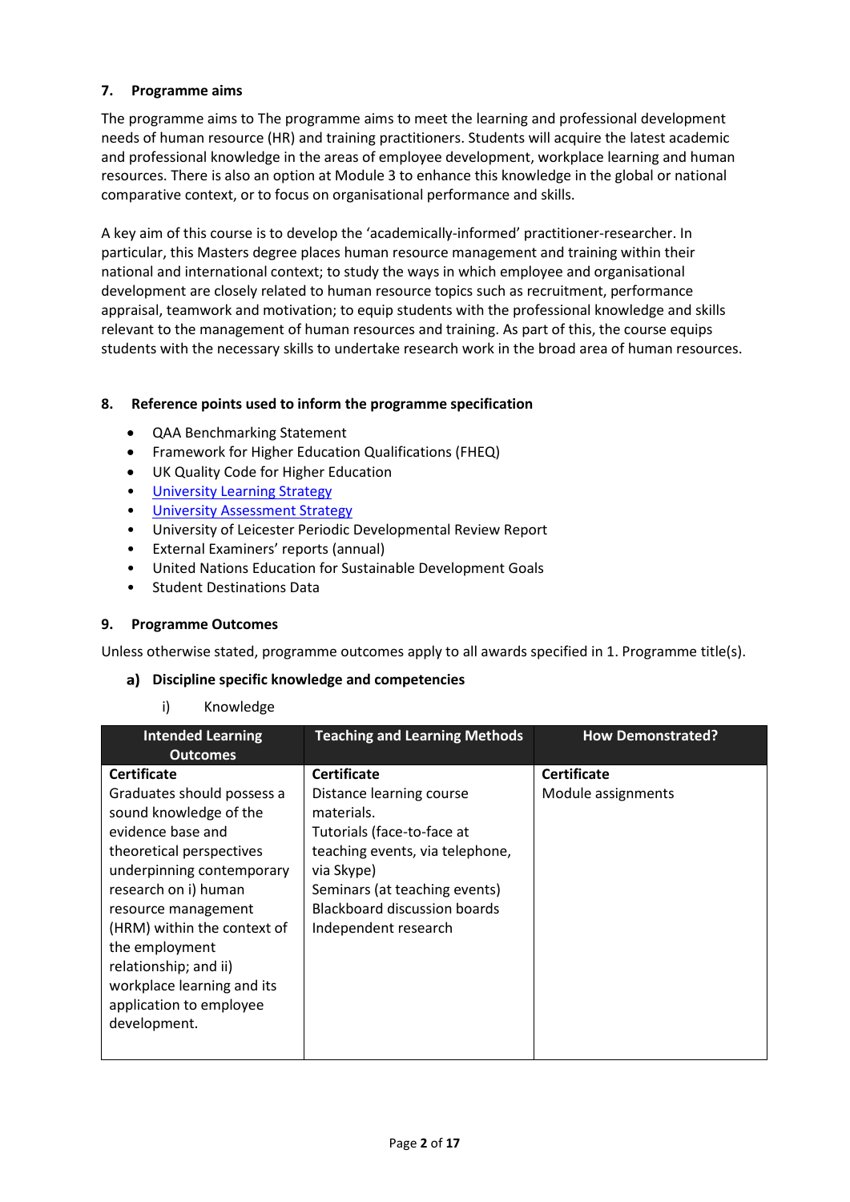## 7. Programme aims

The programme aims to The programme aims to meet the learning and professional development needs of human resource (HR) and training practitioners. Students will acquire the latest academic and professional knowledge in the areas of employee development, workplace learning and human resources. There is also an option at Module 3 to enhance this knowledge in the global or national comparative context, or to focus on organisational performance and skills.

A key aim of this course is to develop the 'academically-informed' practitioner-researcher. In particular, this Masters degree places human resource management and training within their national and international context; to study the ways in which employee and organisational development are closely related to human resource topics such as recruitment, performance appraisal, teamwork and motivation; to equip students with the professional knowledge and skills relevant to the management of human resources and training. As part of this, the course equips students with the necessary skills to undertake research work in the broad area of human resources.

## 8. Reference points used to inform the programme specification

- QAA Benchmarking Statement
- Framework for Higher Education Qualifications (FHEQ)
- UK Quality Code for Higher Education
- University Learning Strategy
- University Assessment Strategy
- University of Leicester Periodic Developmental Review Report
- External Examiners' reports (annual)
- United Nations Education for Sustainable Development Goals
- Student Destinations Data

## 9. Programme Outcomes

Unless otherwise stated, programme outcomes apply to all awards specified in 1. Programme title(s).

### a) Discipline specific knowledge and competencies

i) Knowledge

| Intended Learning Outcomes | Teaching and Learning Methods | How Demonstrated? |
|---|---|---|
| **Certificate**<br>Graduates should possess a sound knowledge of the evidence base and theoretical perspectives underpinning contemporary research on i) human resource management (HRM) within the context of the employment relationship; and ii) workplace learning and its application to employee development. | **Certificate**<br>Distance learning course materials.<br>Tutorials (face-to-face at teaching events, via telephone, via Skype)<br>Seminars (at teaching events)<br>Blackboard discussion boards<br>Independent research | **Certificate**<br>Module assignments |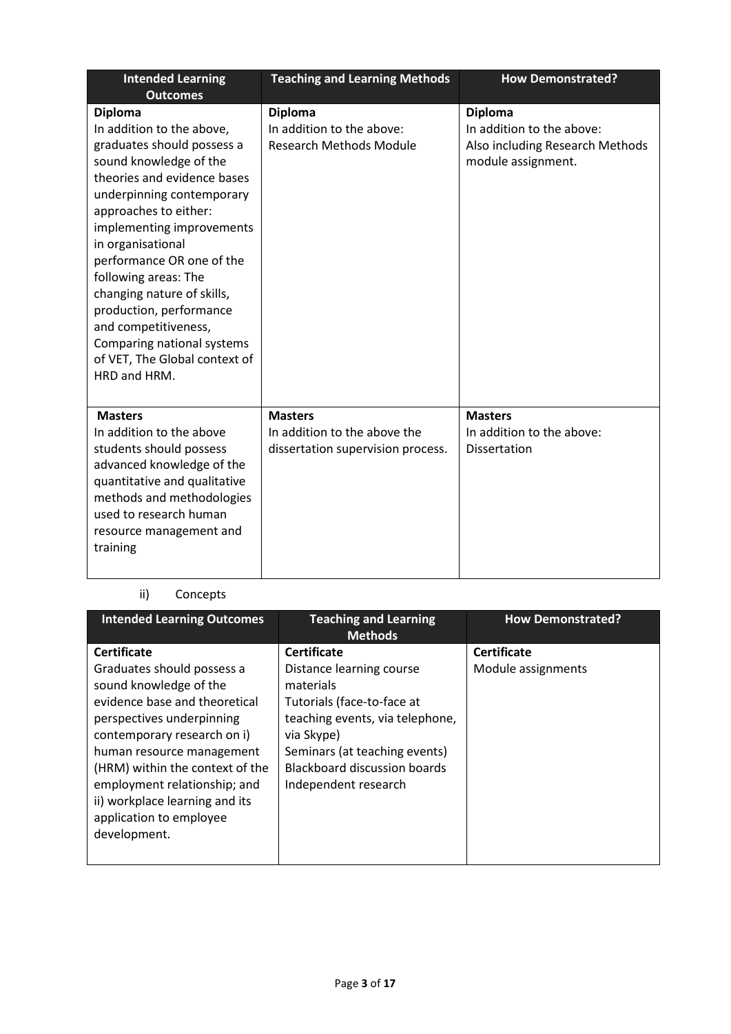| Intended Learning Outcomes | Teaching and Learning Methods | How Demonstrated? |
|---|---|---|
| **Diploma**<br>In addition to the above, graduates should possess a sound knowledge of the theories and evidence bases underpinning contemporary approaches to either: implementing improvements in organisational performance OR one of the following areas: The changing nature of skills, production, performance and competitiveness, Comparing national systems of VET, The Global context of HRD and HRM. | **Diploma**<br>In addition to the above:<br>Research Methods Module | **Diploma**<br>In addition to the above:<br>Also including Research Methods module assignment. |
| **Masters**<br>In addition to the above students should possess advanced knowledge of the quantitative and qualitative methods and methodologies used to research human resource management and training | **Masters**<br>In addition to the above the dissertation supervision process. | **Masters**<br>In addition to the above:<br>Dissertation |

ii) Concepts

| Intended Learning Outcomes | Teaching and Learning Methods | How Demonstrated? |
|---|---|---|
| **Certificate**<br>Graduates should possess a sound knowledge of the evidence base and theoretical perspectives underpinning contemporary research on i) human resource management (HRM) within the context of the employment relationship; and ii) workplace learning and its application to employee development. | **Certificate**<br>Distance learning course materials<br>Tutorials (face-to-face at teaching events, via telephone, via Skype)<br>Seminars (at teaching events)<br>Blackboard discussion boards<br>Independent research | **Certificate**<br>Module assignments |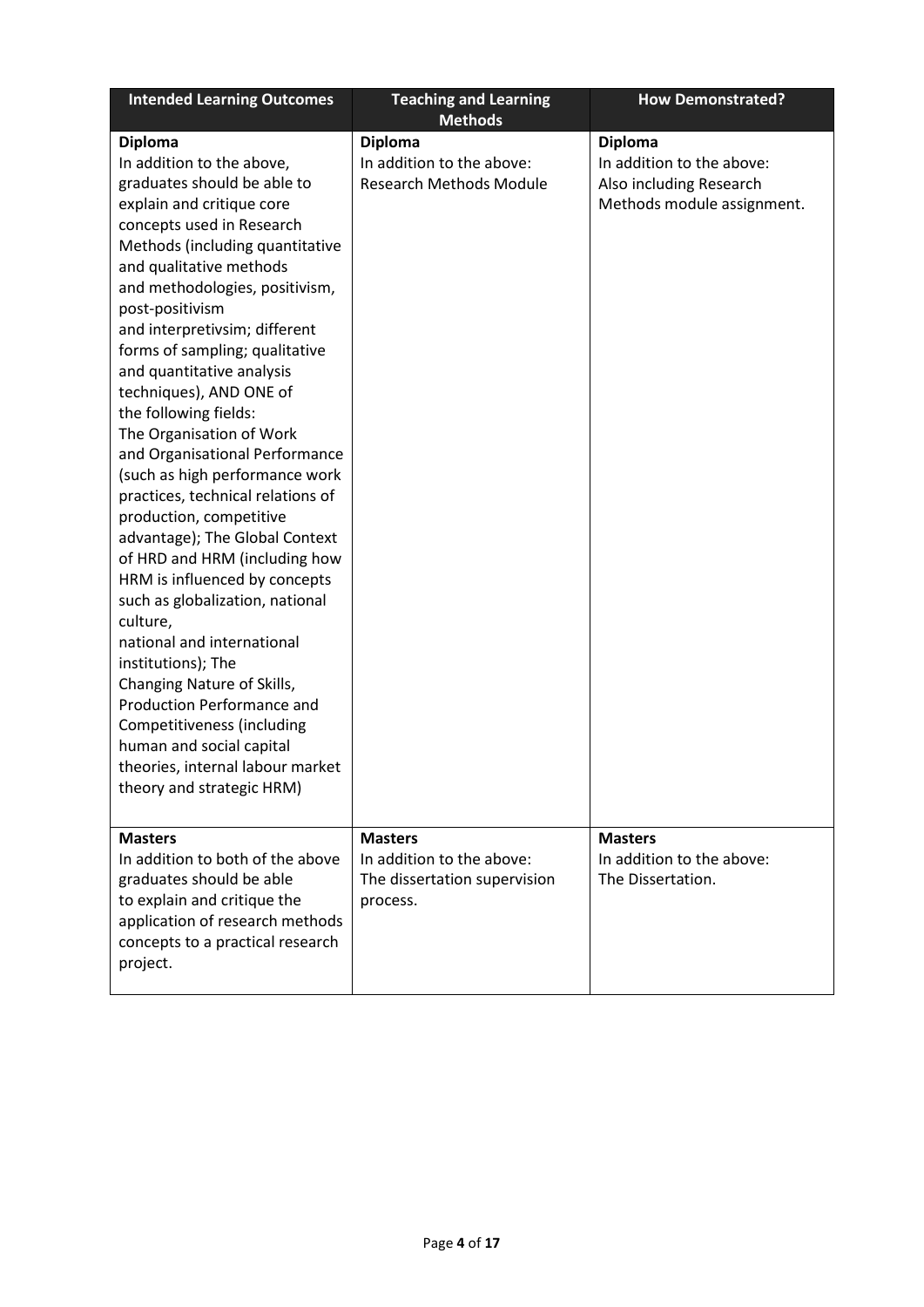| Intended Learning Outcomes | Teaching and Learning Methods | How Demonstrated? |
|---|---|---|
| **Diploma**<br>In addition to the above, graduates should be able to explain and critique core concepts used in Research Methods (including quantitative and qualitative methods and methodologies, positivism, post-positivism and interpretivsim; different forms of sampling; qualitative and quantitative analysis techniques), AND ONE of the following fields:<br>The Organisation of Work and Organisational Performance (such as high performance work practices, technical relations of production, competitive advantage); The Global Context of HRD and HRM (including how HRM is influenced by concepts such as globalization, national culture, national and international institutions); The Changing Nature of Skills, Production Performance and Competitiveness (including human and social capital theories, internal labour market theory and strategic HRM) | **Diploma**<br>In addition to the above:<br>Research Methods Module | **Diploma**<br>In addition to the above:<br>Also including Research Methods module assignment. |
| **Masters**<br>In addition to both of the above graduates should be able to explain and critique the application of research methods concepts to a practical research project. | **Masters**<br>In addition to the above:<br>The dissertation supervision process. | **Masters**<br>In addition to the above:<br>The Dissertation. |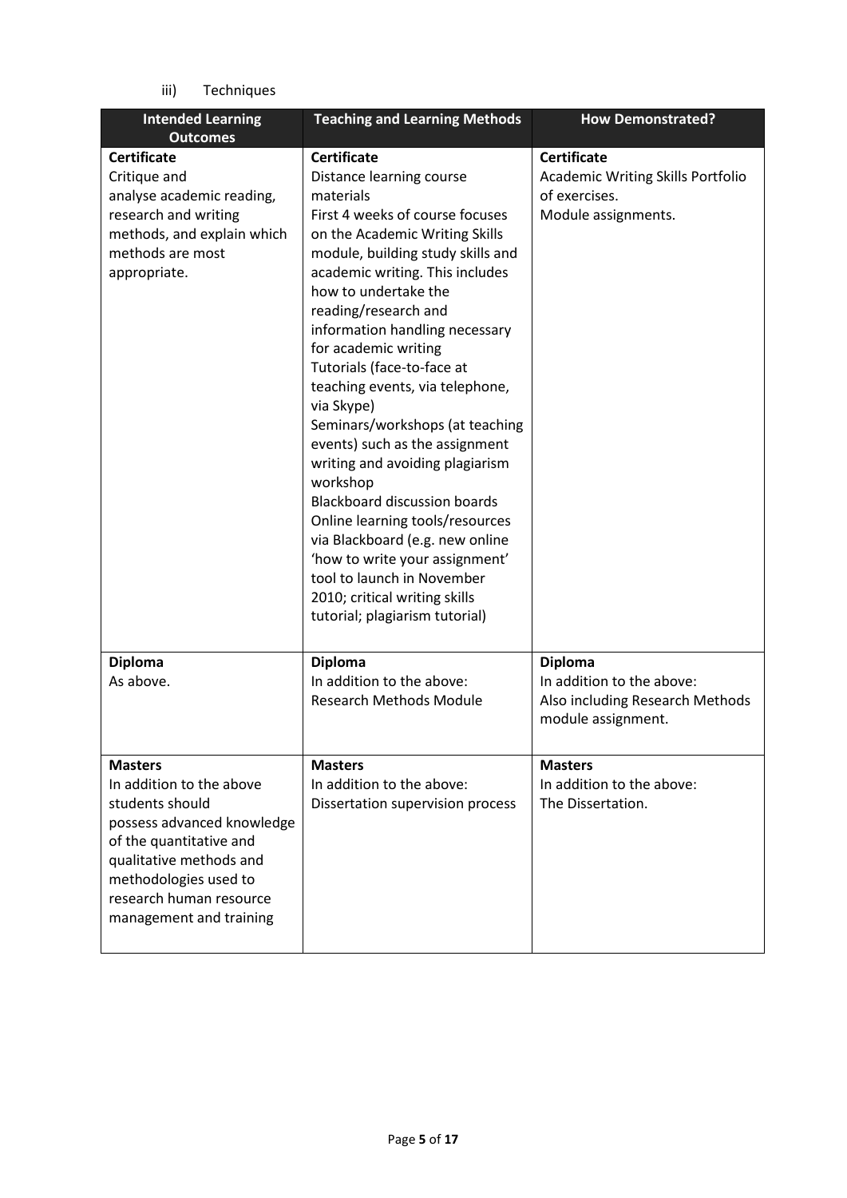iii) Techniques

| Intended Learning Outcomes | Teaching and Learning Methods | How Demonstrated? |
|---|---|---|
| **Certificate**<br>Critique and analyse academic reading, research and writing methods, and explain which methods are most appropriate. | **Certificate**<br>Distance learning course materials<br>First 4 weeks of course focuses on the Academic Writing Skills module, building study skills and academic writing. This includes how to undertake the reading/research and information handling necessary for academic writing<br>Tutorials (face-to-face at teaching events, via telephone, via Skype)<br>Seminars/workshops (at teaching events) such as the assignment writing and avoiding plagiarism workshop<br>Blackboard discussion boards<br>Online learning tools/resources via Blackboard (e.g. new online 'how to write your assignment' tool to launch in November 2010; critical writing skills tutorial; plagiarism tutorial) | **Certificate**<br>Academic Writing Skills Portfolio of exercises.<br>Module assignments. |
| **Diploma**<br>As above. | **Diploma**<br>In addition to the above:<br>Research Methods Module | **Diploma**<br>In addition to the above:<br>Also including Research Methods module assignment. |
| **Masters**<br>In addition to the above students should possess advanced knowledge of the quantitative and qualitative methods and methodologies used to research human resource management and training | **Masters**<br>In addition to the above:<br>Dissertation supervision process | **Masters**<br>In addition to the above:<br>The Dissertation. |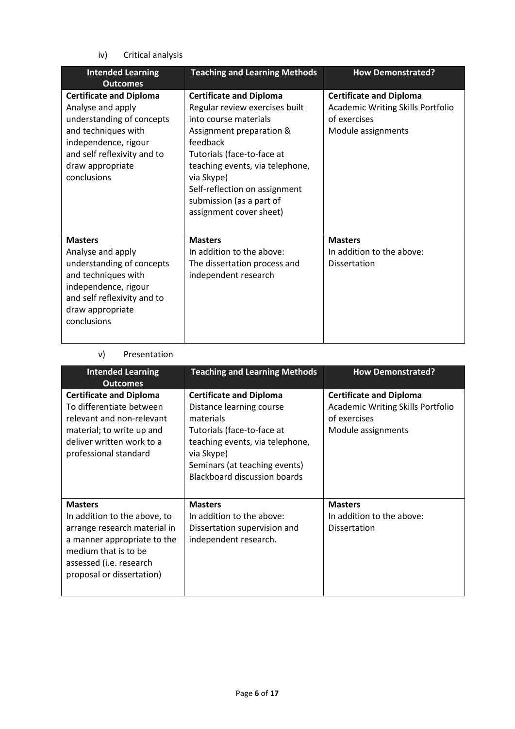iv) Critical analysis

| Intended Learning Outcomes | Teaching and Learning Methods | How Demonstrated? |
|---|---|---|
| **Certificate and Diploma**<br>Analyse and apply understanding of concepts and techniques with independence, rigour and self reflexivity and to draw appropriate conclusions | **Certificate and Diploma**<br>Regular review exercises built into course materials<br>Assignment preparation & feedback<br>Tutorials (face-to-face at teaching events, via telephone, via Skype)<br>Self-reflection on assignment submission (as a part of assignment cover sheet) | **Certificate and Diploma**<br>Academic Writing Skills Portfolio of exercises<br>Module assignments |
| **Masters**<br>Analyse and apply understanding of concepts and techniques with independence, rigour and self reflexivity and to draw appropriate conclusions | **Masters**<br>In addition to the above:<br>The dissertation process and independent research | **Masters**<br>In addition to the above:<br>Dissertation |

v) Presentation

| Intended Learning Outcomes | Teaching and Learning Methods | How Demonstrated? |
|---|---|---|
| **Certificate and Diploma**<br>To differentiate between relevant and non-relevant material; to write up and deliver written work to a professional standard | **Certificate and Diploma**<br>Distance learning course materials<br>Tutorials (face-to-face at teaching events, via telephone, via Skype)<br>Seminars (at teaching events)<br>Blackboard discussion boards | **Certificate and Diploma**<br>Academic Writing Skills Portfolio of exercises<br>Module assignments |
| **Masters**<br>In addition to the above, to arrange research material in a manner appropriate to the medium that is to be assessed (i.e. research proposal or dissertation) | **Masters**<br>In addition to the above:<br>Dissertation supervision and independent research. | **Masters**<br>In addition to the above:<br>Dissertation |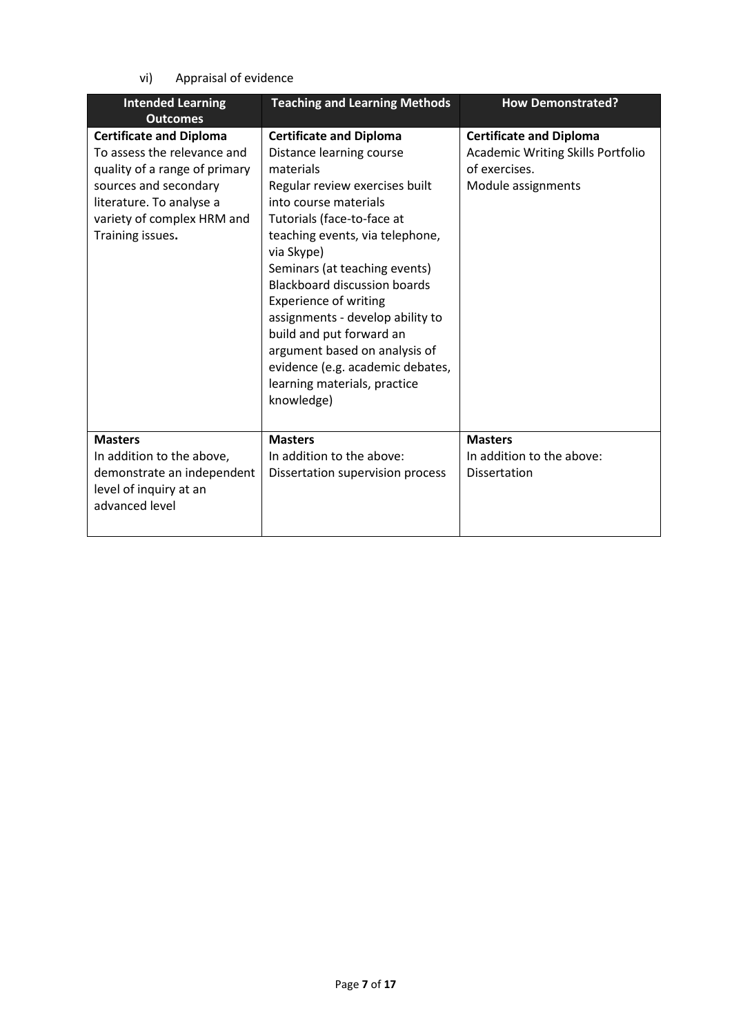vi) Appraisal of evidence

| Intended Learning Outcomes | Teaching and Learning Methods | How Demonstrated? |
| --- | --- | --- |
| **Certificate and Diploma**<br>To assess the relevance and quality of a range of primary sources and secondary literature. To analyse a variety of complex HRM and Training issues**.** | **Certificate and Diploma**<br>Distance learning course materials<br>Regular review exercises built into course materials<br>Tutorials (face-to-face at teaching events, via telephone, via Skype)<br>Seminars (at teaching events)<br>Blackboard discussion boards<br>Experience of writing assignments - develop ability to build and put forward an argument based on analysis of evidence (e.g. academic debates, learning materials, practice knowledge) | **Certificate and Diploma**<br>Academic Writing Skills Portfolio of exercises.<br>Module assignments |
| **Masters**<br>In addition to the above, demonstrate an independent level of inquiry at an advanced level | **Masters**<br>In addition to the above:<br>Dissertation supervision process | **Masters**<br>In addition to the above:<br>Dissertation |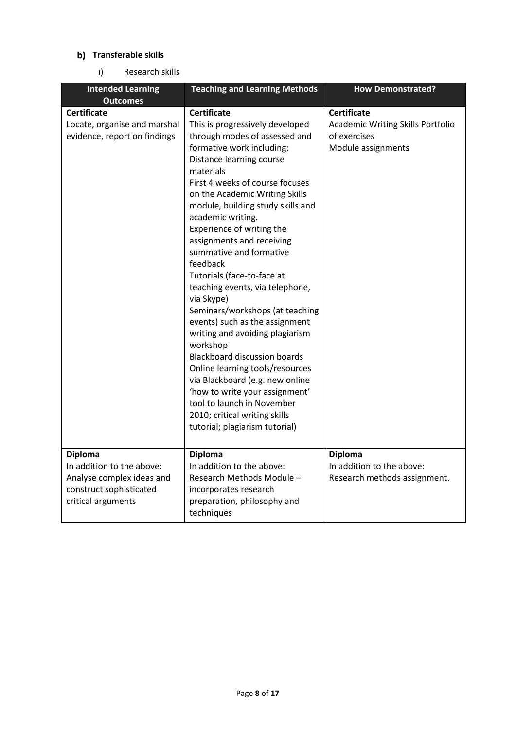## b) Transferable skills

i) Research skills

| Intended Learning Outcomes | Teaching and Learning Methods | How Demonstrated? |
|---|---|---|
| **Certificate**<br>Locate, organise and marshal evidence, report on findings | **Certificate**<br>This is progressively developed through modes of assessed and formative work including:<br>Distance learning course materials<br>First 4 weeks of course focuses on the Academic Writing Skills module, building study skills and academic writing.<br>Experience of writing the assignments and receiving summative and formative feedback<br>Tutorials (face-to-face at teaching events, via telephone, via Skype)<br>Seminars/workshops (at teaching events) such as the assignment writing and avoiding plagiarism workshop<br>Blackboard discussion boards<br>Online learning tools/resources via Blackboard (e.g. new online 'how to write your assignment' tool to launch in November 2010; critical writing skills tutorial; plagiarism tutorial) | **Certificate**<br>Academic Writing Skills Portfolio of exercises<br>Module assignments |
| **Diploma**<br>In addition to the above:<br>Analyse complex ideas and construct sophisticated critical arguments | **Diploma**<br>In addition to the above:<br>Research Methods Module – incorporates research preparation, philosophy and techniques | **Diploma**<br>In addition to the above:<br>Research methods assignment. |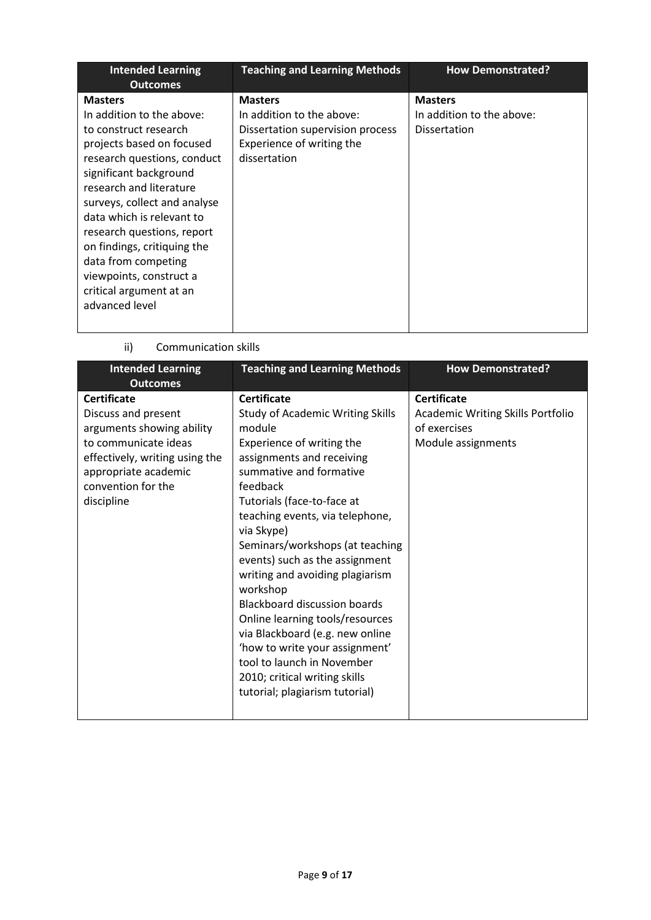| Intended Learning Outcomes | Teaching and Learning Methods | How Demonstrated? |
|---|---|---|
| **Masters**<br>In addition to the above: to construct research projects based on focused research questions, conduct significant background research and literature surveys, collect and analyse data which is relevant to research questions, report on findings, critiquing the data from competing viewpoints, construct a critical argument at an advanced level | **Masters**<br>In addition to the above:<br>Dissertation supervision process<br>Experience of writing the dissertation | **Masters**<br>In addition to the above:<br>Dissertation |

ii) Communication skills

| Intended Learning Outcomes | Teaching and Learning Methods | How Demonstrated? |
|---|---|---|
| **Certificate**<br>Discuss and present arguments showing ability to communicate ideas effectively, writing using the appropriate academic convention for the discipline | **Certificate**<br>Study of Academic Writing Skills module<br>Experience of writing the assignments and receiving summative and formative feedback<br>Tutorials (face-to-face at teaching events, via telephone, via Skype)<br>Seminars/workshops (at teaching events) such as the assignment writing and avoiding plagiarism workshop<br>Blackboard discussion boards<br>Online learning tools/resources via Blackboard (e.g. new online 'how to write your assignment' tool to launch in November 2010; critical writing skills tutorial; plagiarism tutorial) | **Certificate**<br>Academic Writing Skills Portfolio of exercises<br>Module assignments |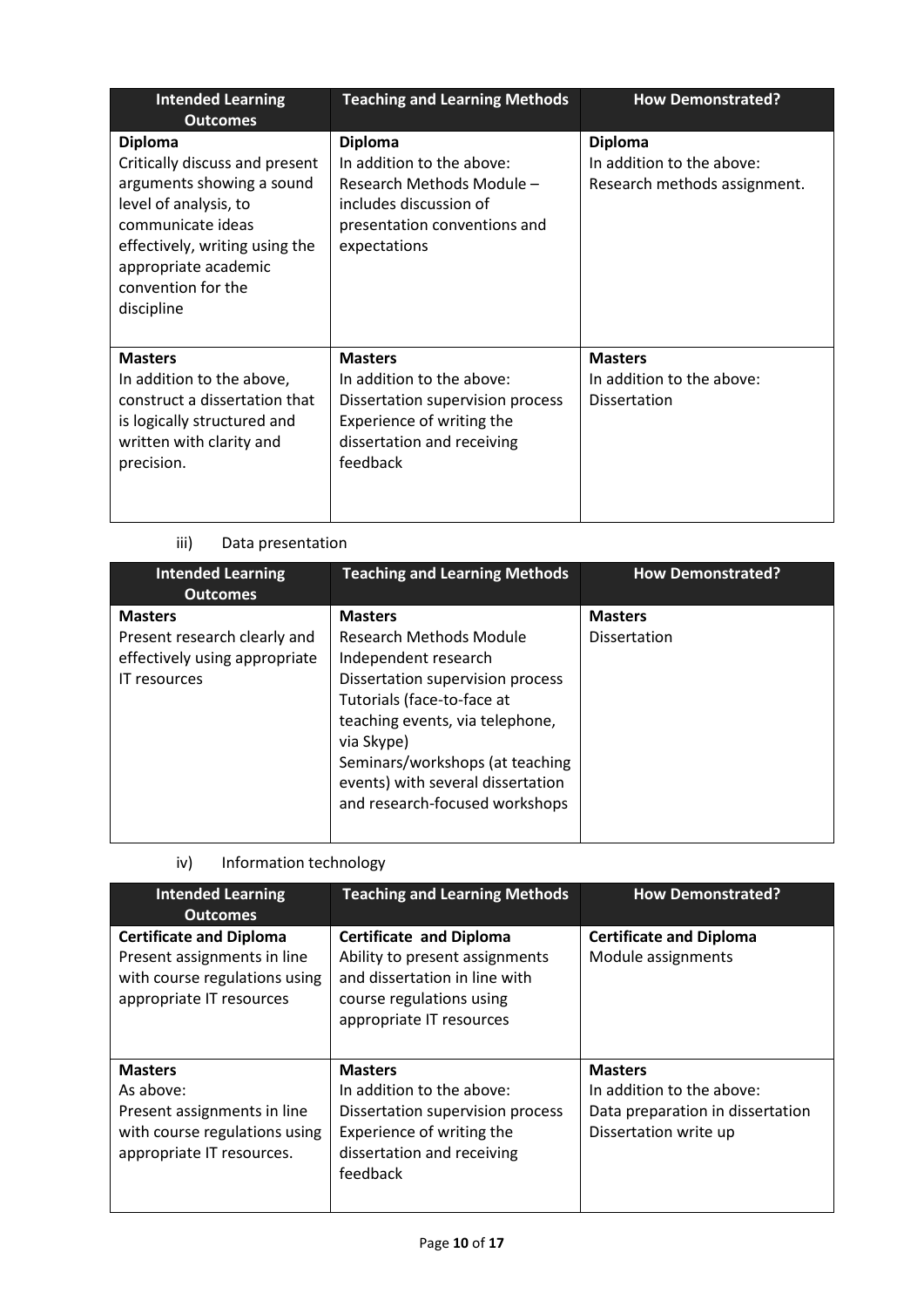| Intended Learning Outcomes | Teaching and Learning Methods | How Demonstrated? |
|---|---|---|
| **Diploma**<br>Critically discuss and present arguments showing a sound level of analysis, to communicate ideas effectively, writing using the appropriate academic convention for the discipline | **Diploma**<br>In addition to the above:<br>Research Methods Module – includes discussion of presentation conventions and expectations | **Diploma**<br>In addition to the above:<br>Research methods assignment. |
| **Masters**<br>In addition to the above, construct a dissertation that is logically structured and written with clarity and precision. | **Masters**<br>In addition to the above:<br>Dissertation supervision process<br>Experience of writing the dissertation and receiving feedback | **Masters**<br>In addition to the above:<br>Dissertation |

iii) Data presentation

| Intended Learning Outcomes | Teaching and Learning Methods | How Demonstrated? |
|---|---|---|
| **Masters**<br>Present research clearly and effectively using appropriate IT resources | **Masters**<br>Research Methods Module<br>Independent research<br>Dissertation supervision process<br>Tutorials (face-to-face at teaching events, via telephone, via Skype)<br>Seminars/workshops (at teaching events) with several dissertation and research-focused workshops | **Masters**<br>Dissertation |

iv) Information technology

| Intended Learning Outcomes | Teaching and Learning Methods | How Demonstrated? |
|---|---|---|
| **Certificate and Diploma**<br>Present assignments in line with course regulations using appropriate IT resources | **Certificate and Diploma**<br>Ability to present assignments and dissertation in line with course regulations using appropriate IT resources | **Certificate and Diploma**<br>Module assignments |
| **Masters**<br>As above:<br>Present assignments in line with course regulations using appropriate IT resources. | **Masters**<br>In addition to the above:<br>Dissertation supervision process<br>Experience of writing the dissertation and receiving feedback | **Masters**<br>In addition to the above:<br>Data preparation in dissertation<br>Dissertation write up |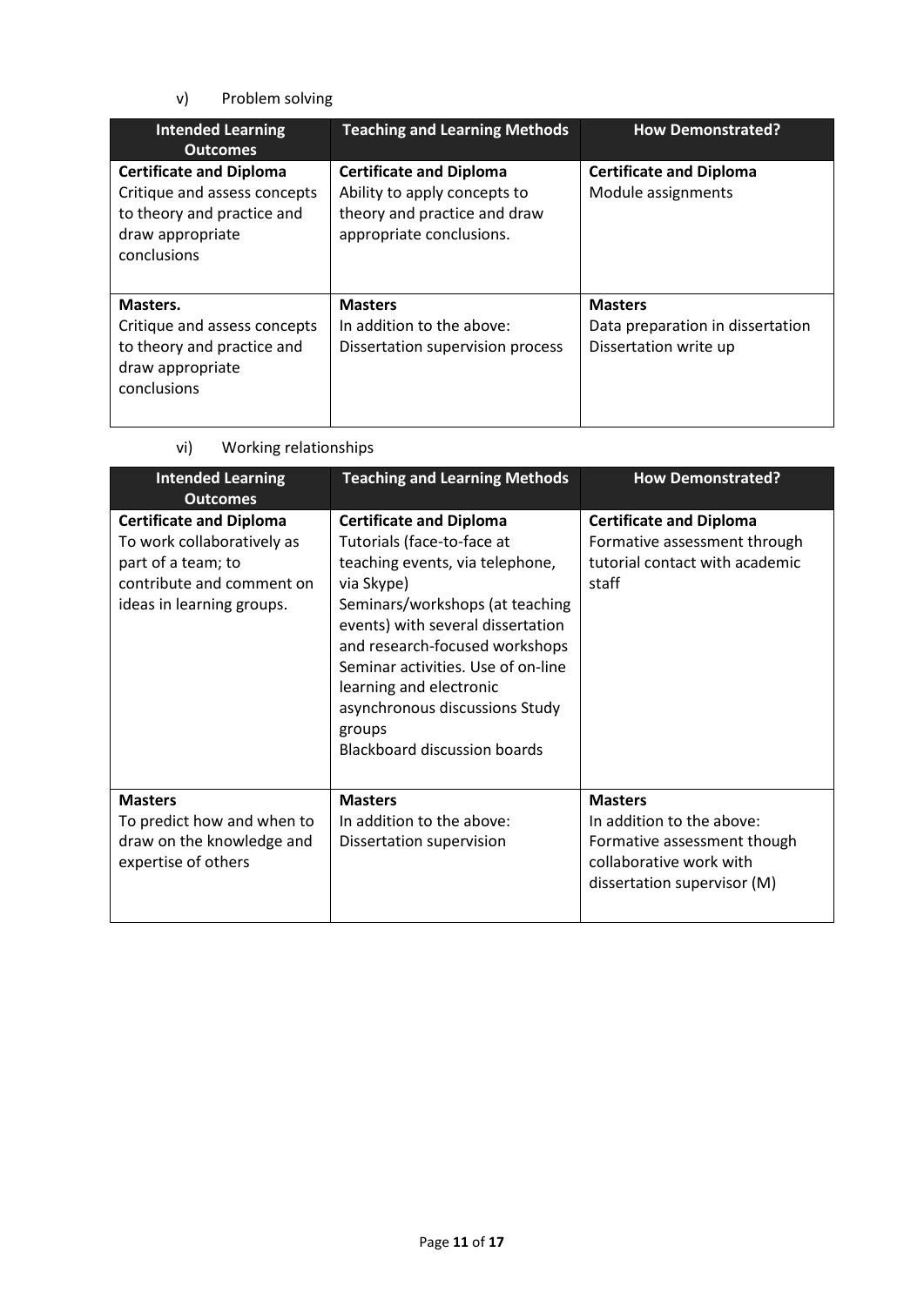v) Problem solving

| Intended Learning Outcomes | Teaching and Learning Methods | How Demonstrated? |
|---|---|---|
| **Certificate and Diploma** Critique and assess concepts to theory and practice and draw appropriate conclusions | **Certificate and Diploma** Ability to apply concepts to theory and practice and draw appropriate conclusions. | **Certificate and Diploma** Module assignments |
| **Masters.** Critique and assess concepts to theory and practice and draw appropriate conclusions | **Masters** In addition to the above: Dissertation supervision process | **Masters** Data preparation in dissertation Dissertation write up |

vi) Working relationships

| Intended Learning Outcomes | Teaching and Learning Methods | How Demonstrated? |
|---|---|---|
| **Certificate and Diploma** To work collaboratively as part of a team; to contribute and comment on ideas in learning groups. | **Certificate and Diploma** Tutorials (face-to-face at teaching events, via telephone, via Skype) Seminars/workshops (at teaching events) with several dissertation and research-focused workshops Seminar activities. Use of on-line learning and electronic asynchronous discussions Study groups Blackboard discussion boards | **Certificate and Diploma** Formative assessment through tutorial contact with academic staff |
| **Masters** To predict how and when to draw on the knowledge and expertise of others | **Masters** In addition to the above: Dissertation supervision | **Masters** In addition to the above: Formative assessment though collaborative work with dissertation supervisor (M) |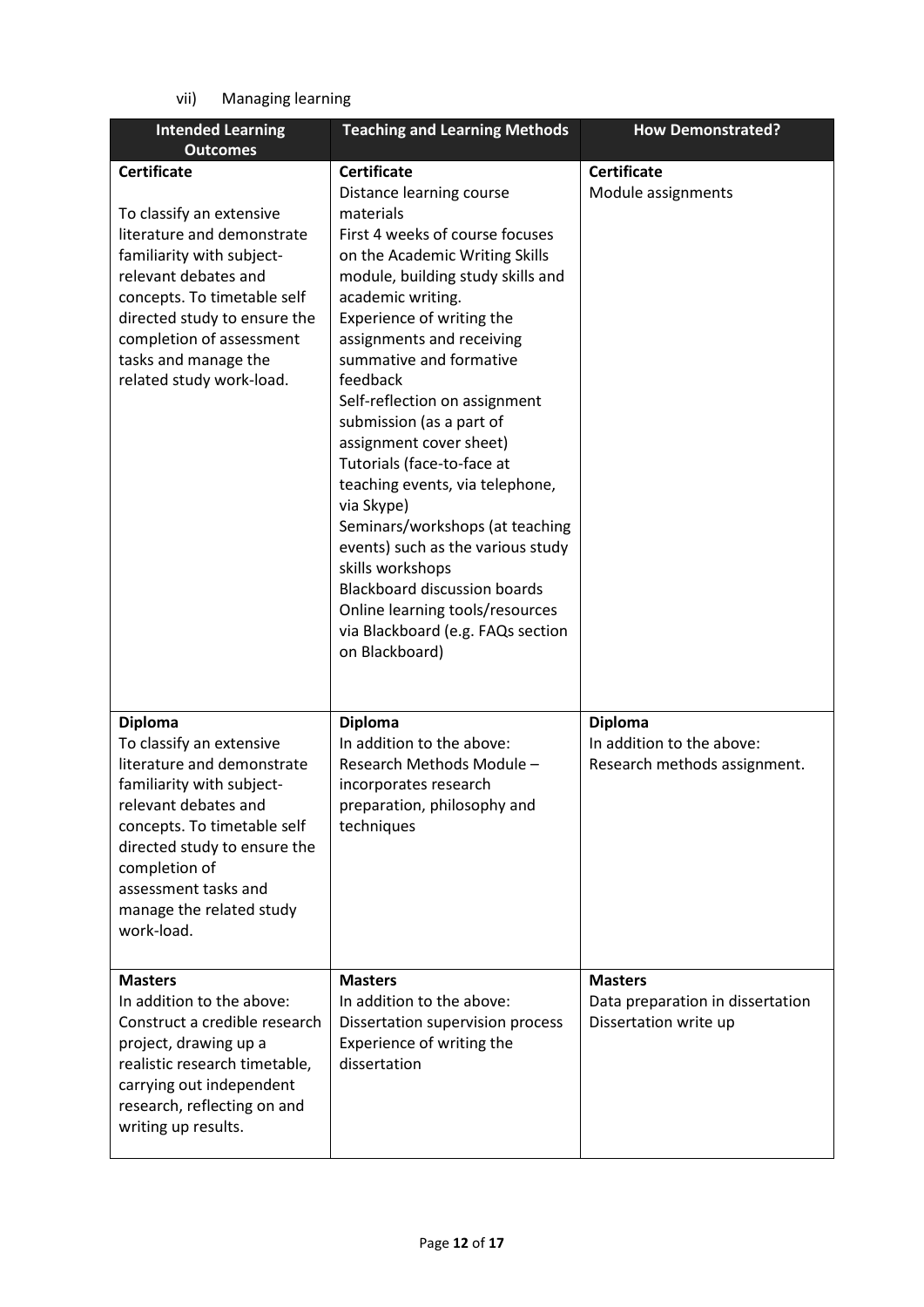vii) Managing learning

| Intended Learning Outcomes | Teaching and Learning Methods | How Demonstrated? |
|---|---|---|
| **Certificate**<br><br>To classify an extensive literature and demonstrate familiarity with subject-relevant debates and concepts. To timetable self directed study to ensure the completion of assessment tasks and manage the related study work-load. | **Certificate**<br>Distance learning course materials<br>First 4 weeks of course focuses on the Academic Writing Skills module, building study skills and academic writing.<br>Experience of writing the assignments and receiving summative and formative feedback<br>Self-reflection on assignment submission (as a part of assignment cover sheet)<br>Tutorials (face-to-face at teaching events, via telephone, via Skype)<br>Seminars/workshops (at teaching events) such as the various study skills workshops<br>Blackboard discussion boards<br>Online learning tools/resources via Blackboard (e.g. FAQs section on Blackboard) | **Certificate**<br>Module assignments |
| **Diploma**<br>To classify an extensive literature and demonstrate familiarity with subject-relevant debates and concepts. To timetable self directed study to ensure the completion of assessment tasks and manage the related study work-load. | **Diploma**<br>In addition to the above:<br>Research Methods Module – incorporates research preparation, philosophy and techniques | **Diploma**<br>In addition to the above:<br>Research methods assignment. |
| **Masters**<br>In addition to the above:<br>Construct a credible research project, drawing up a realistic research timetable, carrying out independent research, reflecting on and writing up results. | **Masters**<br>In addition to the above:<br>Dissertation supervision process<br>Experience of writing the dissertation | **Masters**<br>Data preparation in dissertation<br>Dissertation write up |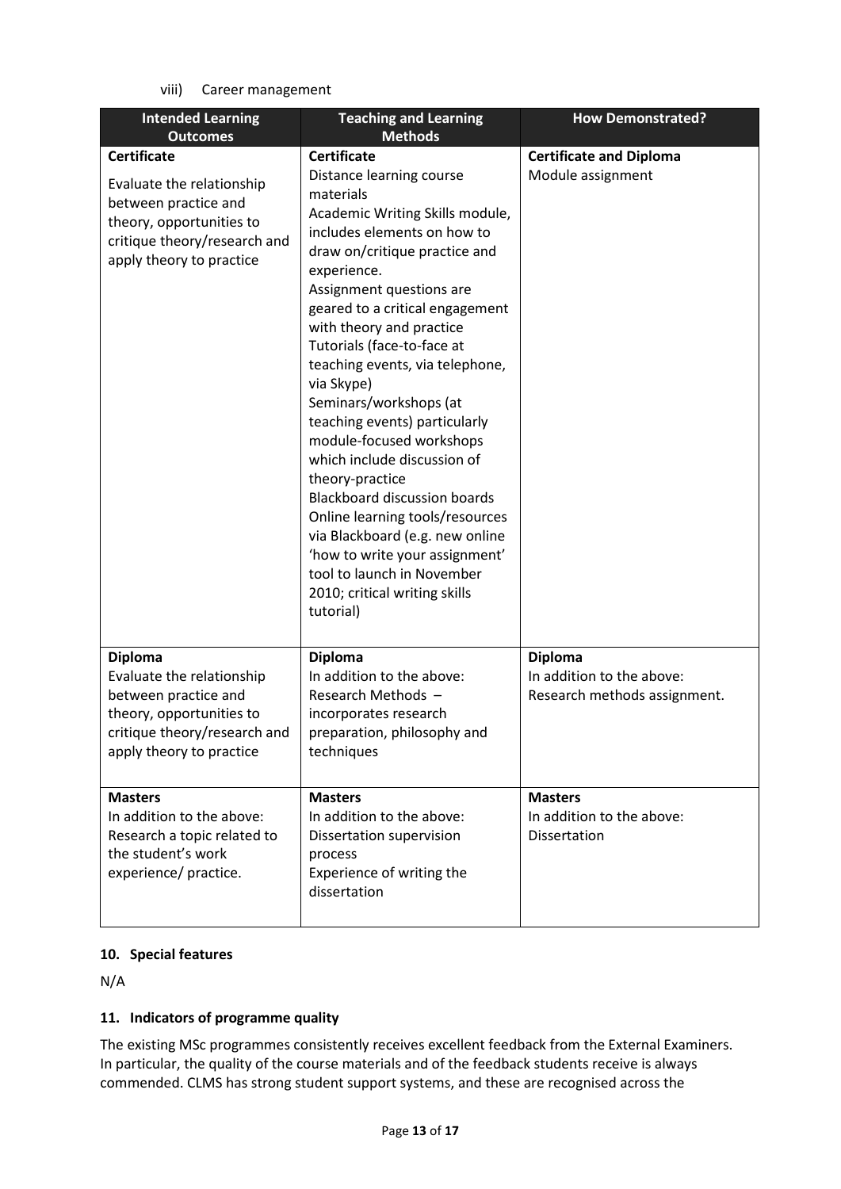viii) Career management

| Intended Learning Outcomes | Teaching and Learning Methods | How Demonstrated? |
|---|---|---|
| **Certificate**<br>Evaluate the relationship between practice and theory, opportunities to critique theory/research and apply theory to practice | **Certificate**<br>Distance learning course materials<br>Academic Writing Skills module, includes elements on how to draw on/critique practice and experience.<br>Assignment questions are geared to a critical engagement with theory and practice<br>Tutorials (face-to-face at teaching events, via telephone, via Skype)<br>Seminars/workshops (at teaching events) particularly module-focused workshops which include discussion of theory-practice<br>Blackboard discussion boards<br>Online learning tools/resources via Blackboard (e.g. new online 'how to write your assignment' tool to launch in November 2010; critical writing skills tutorial) | **Certificate and Diploma**<br>Module assignment |
| **Diploma**<br>Evaluate the relationship between practice and theory, opportunities to critique theory/research and apply theory to practice | **Diploma**<br>In addition to the above:<br>Research Methods – incorporates research preparation, philosophy and techniques | **Diploma**<br>In addition to the above:<br>Research methods assignment. |
| **Masters**<br>In addition to the above:<br>Research a topic related to the student's work experience/ practice. | **Masters**<br>In addition to the above:<br>Dissertation supervision process<br>Experience of writing the dissertation | **Masters**<br>In addition to the above:<br>Dissertation |

### 10. Special features

N/A

### 11. Indicators of programme quality

The existing MSc programmes consistently receives excellent feedback from the External Examiners. In particular, the quality of the course materials and of the feedback students receive is always commended. CLMS has strong student support systems, and these are recognised across the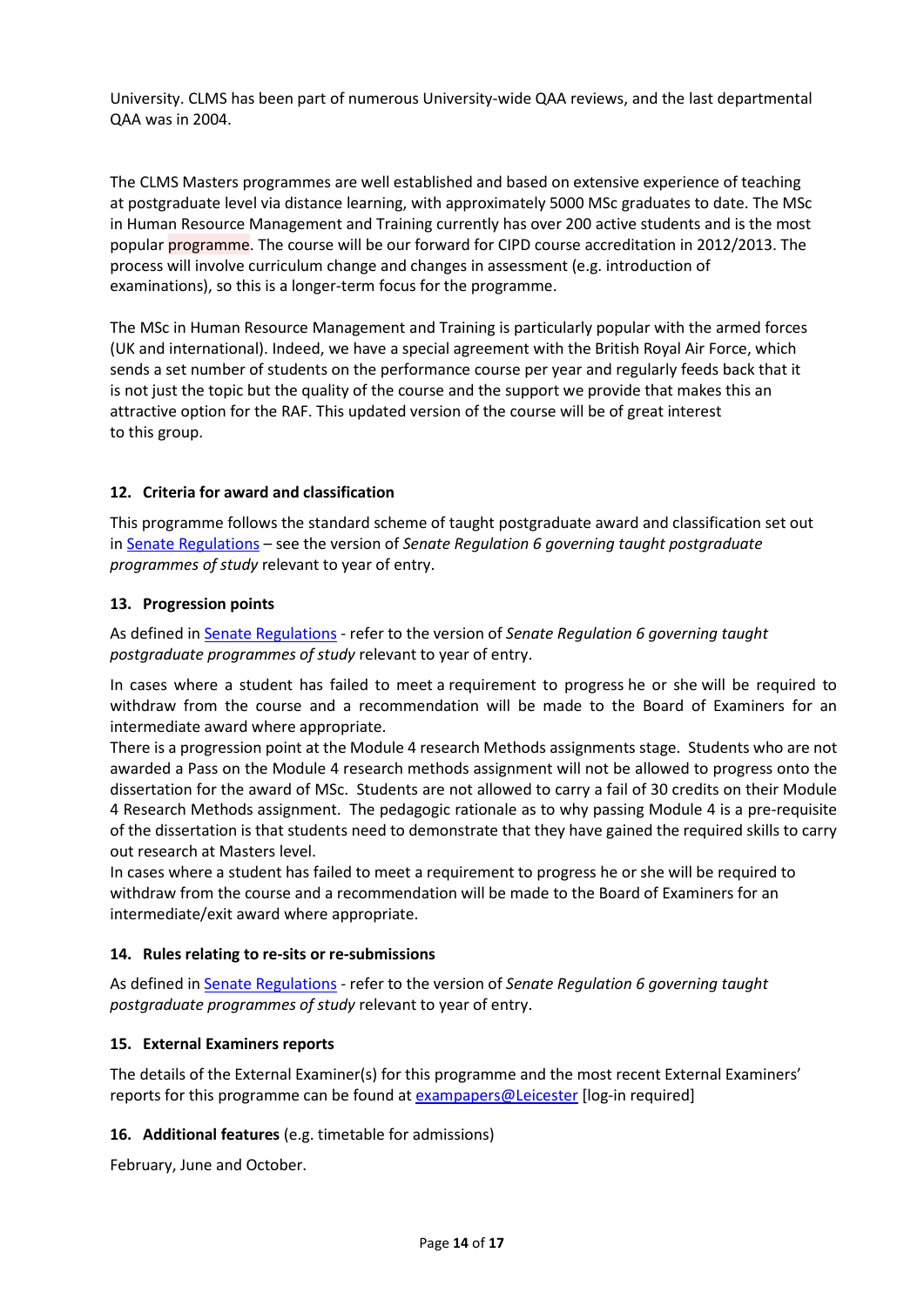University. CLMS has been part of numerous University-wide QAA reviews, and the last departmental QAA was in 2004.

The CLMS Masters programmes are well established and based on extensive experience of teaching at postgraduate level via distance learning, with approximately 5000 MSc graduates to date. The MSc in Human Resource Management and Training currently has over 200 active students and is the most popular programme. The course will be our forward for CIPD course accreditation in 2012/2013. The process will involve curriculum change and changes in assessment (e.g. introduction of examinations), so this is a longer-term focus for the programme.

The MSc in Human Resource Management and Training is particularly popular with the armed forces (UK and international). Indeed, we have a special agreement with the British Royal Air Force, which sends a set number of students on the performance course per year and regularly feeds back that it is not just the topic but the quality of the course and the support we provide that makes this an attractive option for the RAF. This updated version of the course will be of great interest to this group.

### 12. Criteria for award and classification

This programme follows the standard scheme of taught postgraduate award and classification set out in Senate Regulations – see the version of *Senate Regulation 6 governing taught postgraduate programmes of study* relevant to year of entry.

### 13. Progression points

As defined in Senate Regulations - refer to the version of *Senate Regulation 6 governing taught postgraduate programmes of study* relevant to year of entry.

In cases where a student has failed to meet a requirement to progress he or she will be required to withdraw from the course and a recommendation will be made to the Board of Examiners for an intermediate award where appropriate.

There is a progression point at the Module 4 research Methods assignments stage. Students who are not awarded a Pass on the Module 4 research methods assignment will not be allowed to progress onto the dissertation for the award of MSc. Students are not allowed to carry a fail of 30 credits on their Module 4 Research Methods assignment. The pedagogic rationale as to why passing Module 4 is a pre-requisite of the dissertation is that students need to demonstrate that they have gained the required skills to carry out research at Masters level.

In cases where a student has failed to meet a requirement to progress he or she will be required to withdraw from the course and a recommendation will be made to the Board of Examiners for an intermediate/exit award where appropriate.

### 14. Rules relating to re-sits or re-submissions

As defined in Senate Regulations - refer to the version of *Senate Regulation 6 governing taught postgraduate programmes of study* relevant to year of entry.

### 15. External Examiners reports

The details of the External Examiner(s) for this programme and the most recent External Examiners' reports for this programme can be found at exampapers@Leicester [log-in required]

### 16. Additional features (e.g. timetable for admissions)

February, June and October.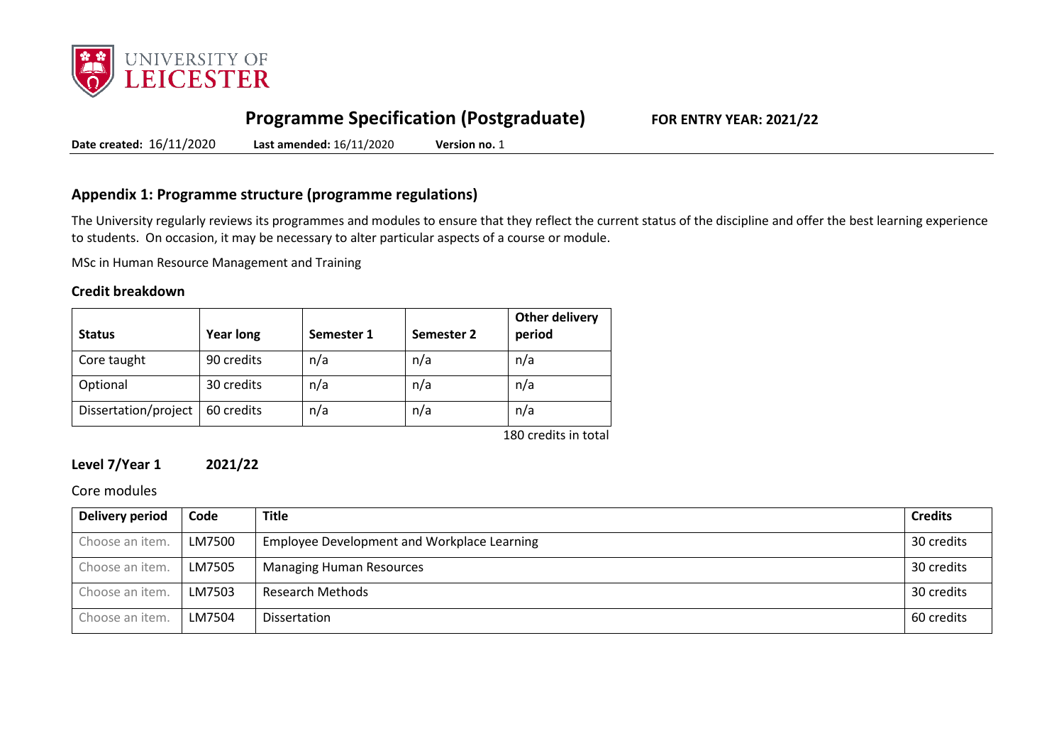# Programme Specification (Postgraduate)

**FOR ENTRY YEAR: 2021/22**

**Date created:** 16/11/2020 **Last amended:** 16/11/2020 **Version no.** 1

## Appendix 1: Programme structure (programme regulations)

The University regularly reviews its programmes and modules to ensure that they reflect the current status of the discipline and offer the best learning experience to students. On occasion, it may be necessary to alter particular aspects of a course or module.

MSc in Human Resource Management and Training

### Credit breakdown

| Status | Year long | Semester 1 | Semester 2 | Other delivery period |
|---|---|---|---|---|
| Core taught | 90 credits | n/a | n/a | n/a |
| Optional | 30 credits | n/a | n/a | n/a |
| Dissertation/project | 60 credits | n/a | n/a | n/a |

180 credits in total

### Level 7/Year 1 2021/22

Core modules

| Delivery period | Code | Title | Credits |
|---|---|---|---|
| Choose an item. | LM7500 | Employee Development and Workplace Learning | 30 credits |
| Choose an item. | LM7505 | Managing Human Resources | 30 credits |
| Choose an item. | LM7503 | Research Methods | 30 credits |
| Choose an item. | LM7504 | Dissertation | 60 credits |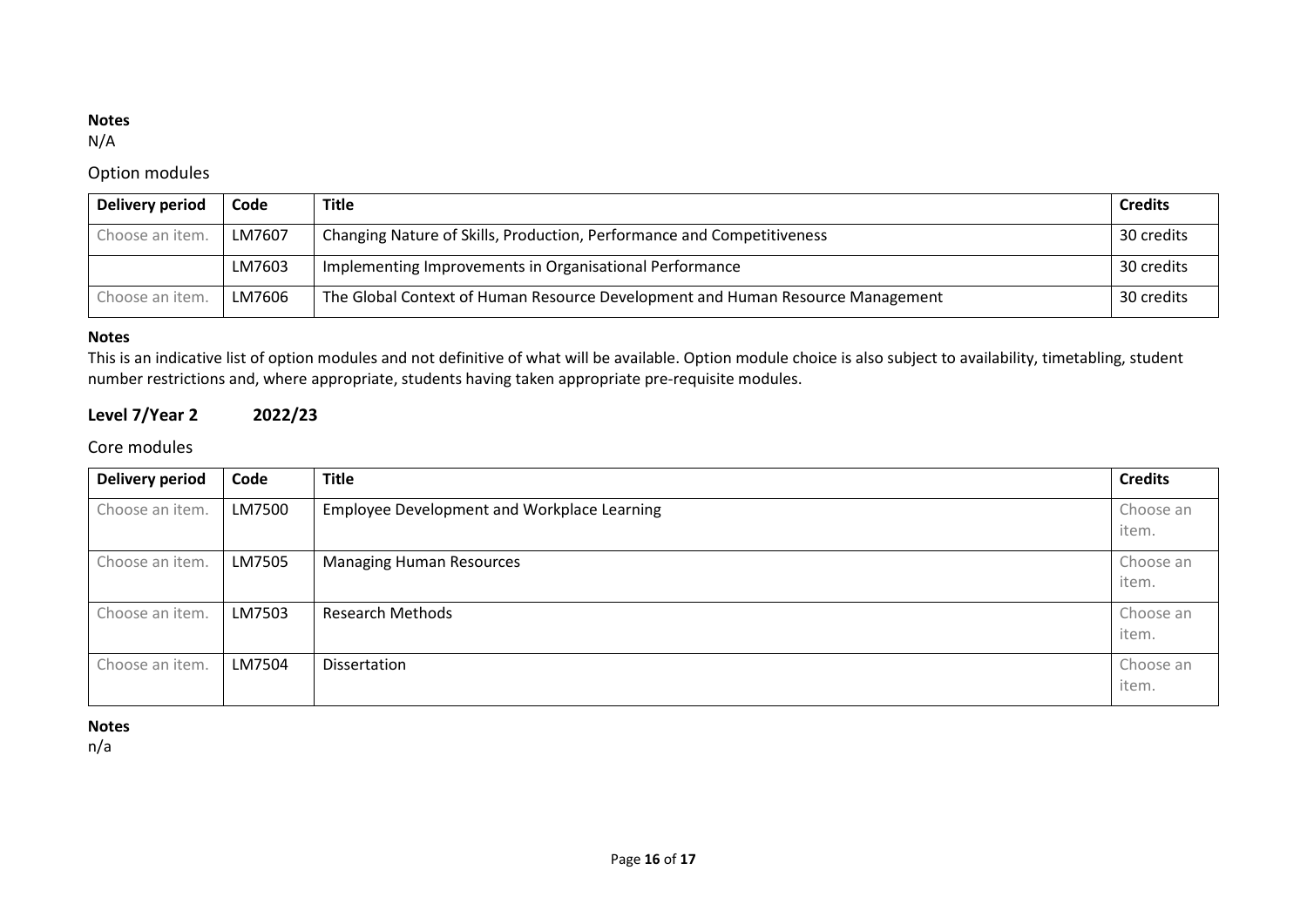**Notes**
N/A

Option modules

| Delivery period | Code | Title | Credits |
|---|---|---|---|
| Choose an item. | LM7607 | Changing Nature of Skills, Production, Performance and Competitiveness | 30 credits |
| | LM7603 | Implementing Improvements in Organisational Performance | 30 credits |
| Choose an item. | LM7606 | The Global Context of Human Resource Development and Human Resource Management | 30 credits |

**Notes**
This is an indicative list of option modules and not definitive of what will be available. Option module choice is also subject to availability, timetabling, student number restrictions and, where appropriate, students having taken appropriate pre-requisite modules.

## Level 7/Year 2 2022/23

Core modules

| Delivery period | Code | Title | Credits |
|---|---|---|---|
| Choose an item. | LM7500 | Employee Development and Workplace Learning | Choose an item. |
| Choose an item. | LM7505 | Managing Human Resources | Choose an item. |
| Choose an item. | LM7503 | Research Methods | Choose an item. |
| Choose an item. | LM7504 | Dissertation | Choose an item. |

**Notes**
n/a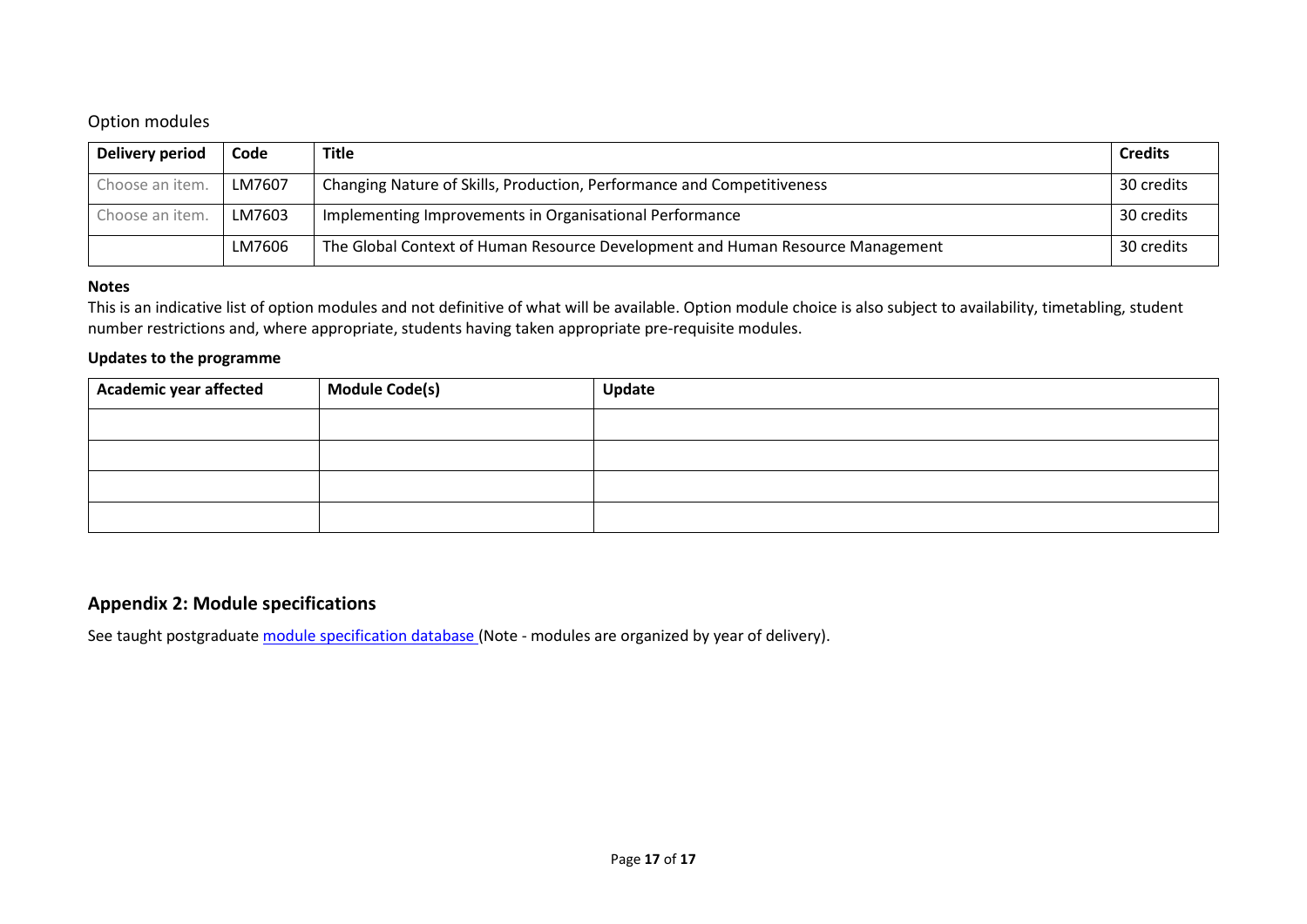Option modules

| Delivery period | Code | Title | Credits |
|---|---|---|---|
| Choose an item. | LM7607 | Changing Nature of Skills, Production, Performance and Competitiveness | 30 credits |
| Choose an item. | LM7603 | Implementing Improvements in Organisational Performance | 30 credits |
| | LM7606 | The Global Context of Human Resource Development and Human Resource Management | 30 credits |

**Notes**

This is an indicative list of option modules and not definitive of what will be available. Option module choice is also subject to availability, timetabling, student number restrictions and, where appropriate, students having taken appropriate pre-requisite modules.

**Updates to the programme**

| Academic year affected | Module Code(s) | Update |
|---|---|---|
| | | |
| | | |
| | | |
| | | |

## Appendix 2: Module specifications

See taught postgraduate module specification database (Note - modules are organized by year of delivery).